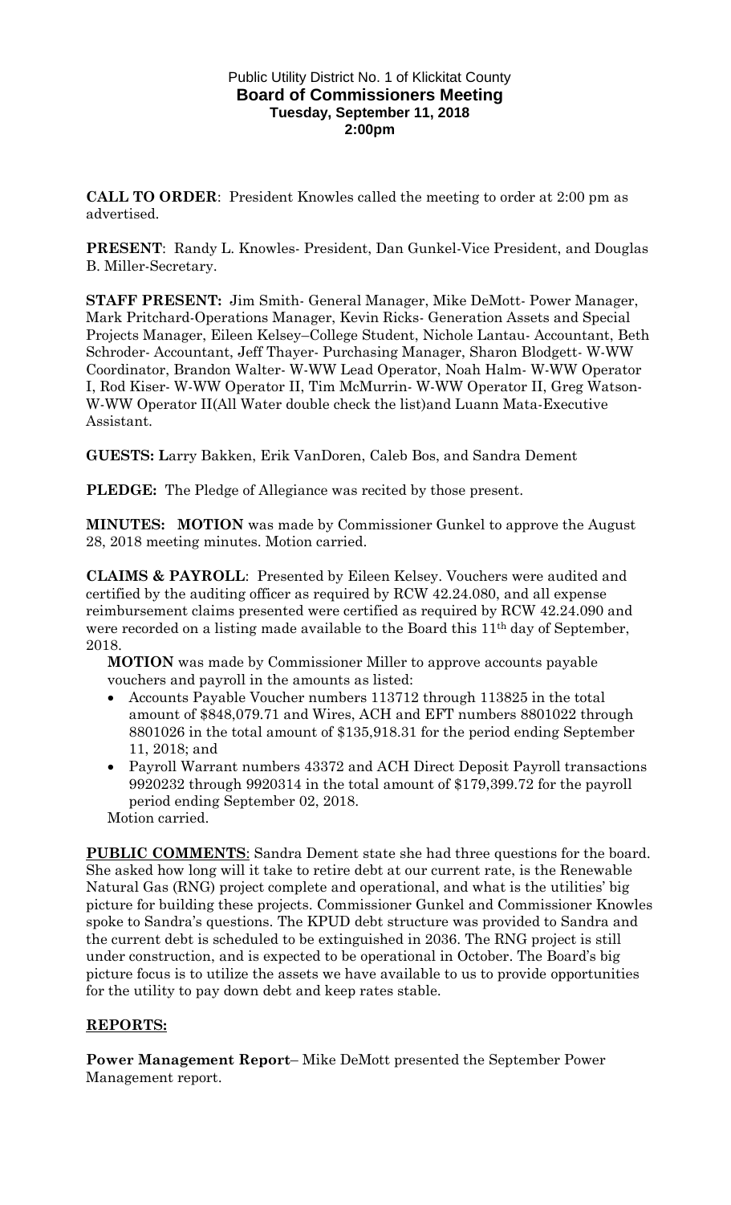Public Utility District No. 1 of Klickitat County

**Board of Commissioners Meeting**

**Tuesday, September 11, 2018**

**2:00pm**

**CALL TO ORDER**: President Knowles called the meeting to order at 2:00 pm as advertised.

**PRESENT**: Randy L. Knowles- President, Dan Gunkel-Vice President, and Douglas B. Miller-Secretary.

**STAFF PRESENT:** Jim Smith- General Manager, Mike DeMott- Power Manager, Mark Pritchard-Operations Manager, Kevin Ricks- Generation Assets and Special Projects Manager, Eileen Kelsey–College Student, Nichole Lantau- Accountant, Beth Schroder- Accountant, Jeff Thayer- Purchasing Manager, Sharon Blodgett- W-WW Coordinator, Brandon Walter- W-WW Lead Operator, Noah Halm- W-WW Operator I, Rod Kiser- W-WW Operator II, Tim McMurrin- W-WW Operator II, Greg Watson- W-WW Operator II(All Water double check the list)and Luann Mata-Executive Assistant.

**GUESTS: L**arry Bakken, Erik VanDoren, Caleb Bos, and Sandra Dement

**PLEDGE:** The Pledge of Allegiance was recited by those present.

**MINUTES: MOTION** was made by Commissioner Gunkel to approve the August 28, 2018 meeting minutes. Motion carried.

**CLAIMS & PAYROLL**: Presented by Eileen Kelsey. Vouchers were audited and certified by the auditing officer as required by RCW 42.24.080, and all expense reimbursement claims presented were certified as required by RCW 42.24.090 and were recorded on a listing made available to the Board this 11th day of September, 2018.

**MOTION** was made by Commissioner Miller to approve accounts payable vouchers and payroll in the amounts as listed:

- Accounts Payable Voucher numbers 113712 through 113825 in the total amount of $848,079.71 and Wires, ACH and EFT numbers 8801022 through 8801026 in the total amount of $135,918.31 for the period ending September 11, 2018; and
- Payroll Warrant numbers 43372 and ACH Direct Deposit Payroll transactions 9920232 through 9920314 in the total amount of $179,399.72 for the payroll period ending September 02, 2018.

Motion carried.

**PUBLIC COMMENTS**: Sandra Dement state she had three questions for the board. She asked how long will it take to retire debt at our current rate, is the Renewable Natural Gas (RNG) project complete and operational, and what is the utilities' big picture for building these projects. Commissioner Gunkel and Commissioner Knowles spoke to Sandra's questions. The KPUD debt structure was provided to Sandra and the current debt is scheduled to be extinguished in 2036. The RNG project is still under construction, and is expected to be operational in October. The Board's big picture focus is to utilize the assets we have available to us to provide opportunities for the utility to pay down debt and keep rates stable.

## REPORTS:

**Power Management Report**– Mike DeMott presented the September Power Management report.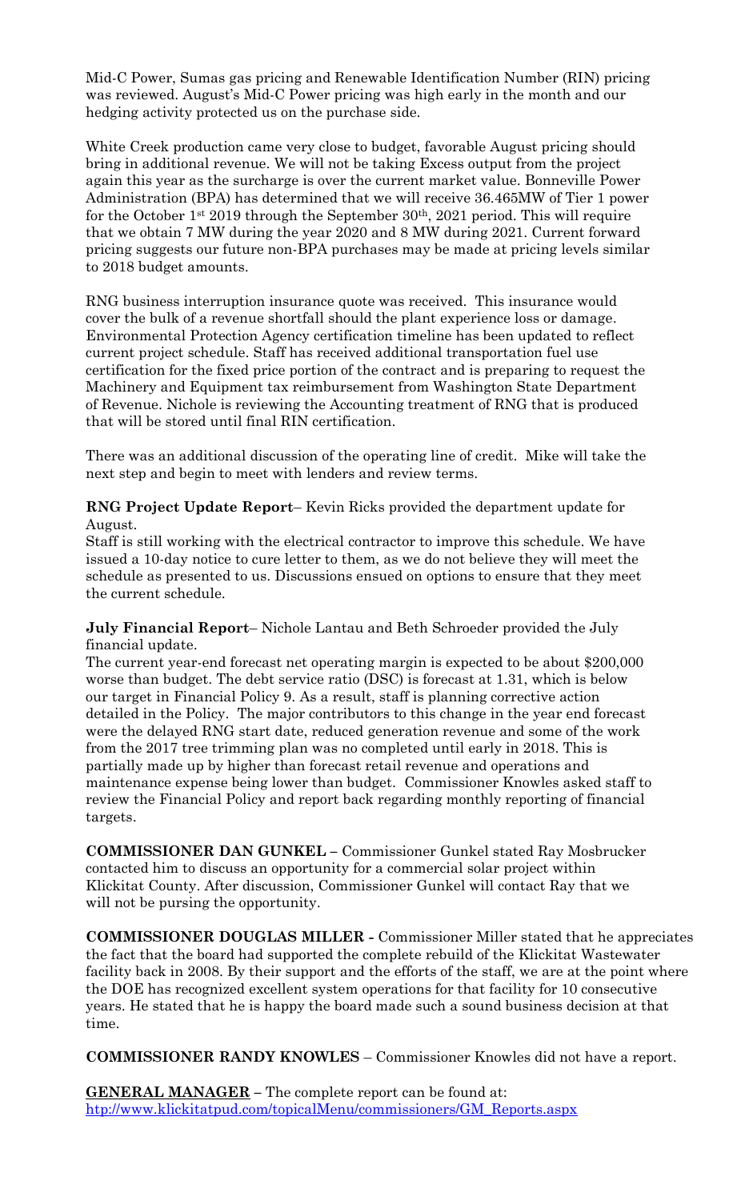Mid-C Power, Sumas gas pricing and Renewable Identification Number (RIN) pricing was reviewed. August's Mid-C Power pricing was high early in the month and our hedging activity protected us on the purchase side.

White Creek production came very close to budget, favorable August pricing should bring in additional revenue. We will not be taking Excess output from the project again this year as the surcharge is over the current market value. Bonneville Power Administration (BPA) has determined that we will receive 36.465MW of Tier 1 power for the October 1st 2019 through the September 30th, 2021 period. This will require that we obtain 7 MW during the year 2020 and 8 MW during 2021. Current forward pricing suggests our future non-BPA purchases may be made at pricing levels similar to 2018 budget amounts.

RNG business interruption insurance quote was received. This insurance would cover the bulk of a revenue shortfall should the plant experience loss or damage. Environmental Protection Agency certification timeline has been updated to reflect current project schedule. Staff has received additional transportation fuel use certification for the fixed price portion of the contract and is preparing to request the Machinery and Equipment tax reimbursement from Washington State Department of Revenue. Nichole is reviewing the Accounting treatment of RNG that is produced that will be stored until final RIN certification.

There was an additional discussion of the operating line of credit. Mike will take the next step and begin to meet with lenders and review terms.

**RNG Project Update Report**– Kevin Ricks provided the department update for August.

Staff is still working with the electrical contractor to improve this schedule. We have issued a 10-day notice to cure letter to them, as we do not believe they will meet the schedule as presented to us. Discussions ensued on options to ensure that they meet the current schedule.

**July Financial Report**– Nichole Lantau and Beth Schroeder provided the July financial update.

The current year-end forecast net operating margin is expected to be about $200,000 worse than budget. The debt service ratio (DSC) is forecast at 1.31, which is below our target in Financial Policy 9. As a result, staff is planning corrective action detailed in the Policy. The major contributors to this change in the year end forecast were the delayed RNG start date, reduced generation revenue and some of the work from the 2017 tree trimming plan was no completed until early in 2018. This is partially made up by higher than forecast retail revenue and operations and maintenance expense being lower than budget. Commissioner Knowles asked staff to review the Financial Policy and report back regarding monthly reporting of financial targets.

**COMMISSIONER DAN GUNKEL –** Commissioner Gunkel stated Ray Mosbrucker contacted him to discuss an opportunity for a commercial solar project within Klickitat County. After discussion, Commissioner Gunkel will contact Ray that we will not be pursing the opportunity.

**COMMISSIONER DOUGLAS MILLER -** Commissioner Miller stated that he appreciates the fact that the board had supported the complete rebuild of the Klickitat Wastewater facility back in 2008. By their support and the efforts of the staff, we are at the point where the DOE has recognized excellent system operations for that facility for 10 consecutive years. He stated that he is happy the board made such a sound business decision at that time.

**COMMISSIONER RANDY KNOWLES** – Commissioner Knowles did not have a report.

**GENERAL MANAGER** – The complete report can be found at: [htp://www.klickitatpud.com/topicalMenu/commissioners/GM_Reports.aspx](htp://www.klickitatpud.com/topicalMenu/commissioners/GM_Reports.aspx)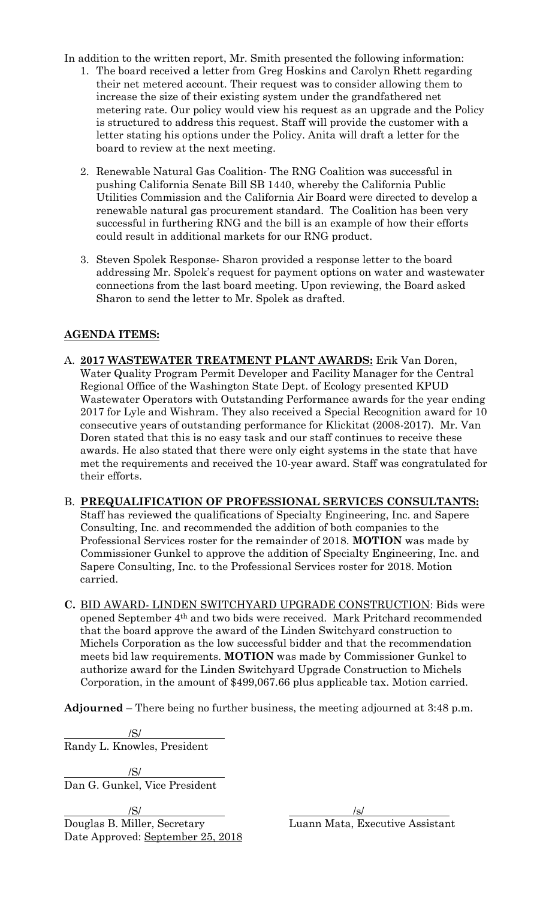In addition to the written report, Mr. Smith presented the following information:

1. The board received a letter from Greg Hoskins and Carolyn Rhett regarding their net metered account. Their request was to consider allowing them to increase the size of their existing system under the grandfathered net metering rate. Our policy would view his request as an upgrade and the Policy is structured to address this request. Staff will provide the customer with a letter stating his options under the Policy. Anita will draft a letter for the board to review at the next meeting.

2. Renewable Natural Gas Coalition- The RNG Coalition was successful in pushing California Senate Bill SB 1440, whereby the California Public Utilities Commission and the California Air Board were directed to develop a renewable natural gas procurement standard. The Coalition has been very successful in furthering RNG and the bill is an example of how their efforts could result in additional markets for our RNG product.

3. Steven Spolek Response- Sharon provided a response letter to the board addressing Mr. Spolek's request for payment options on water and wastewater connections from the last board meeting. Upon reviewing, the Board asked Sharon to send the letter to Mr. Spolek as drafted.

## AGENDA ITEMS:

A. **2017 WASTEWATER TREATMENT PLANT AWARDS:** Erik Van Doren, Water Quality Program Permit Developer and Facility Manager for the Central Regional Office of the Washington State Dept. of Ecology presented KPUD Wastewater Operators with Outstanding Performance awards for the year ending 2017 for Lyle and Wishram. They also received a Special Recognition award for 10 consecutive years of outstanding performance for Klickitat (2008-2017). Mr. Van Doren stated that this is no easy task and our staff continues to receive these awards. He also stated that there were only eight systems in the state that have met the requirements and received the 10-year award. Staff was congratulated for their efforts.

B. **PREQUALIFICATION OF PROFESSIONAL SERVICES CONSULTANTS:** Staff has reviewed the qualifications of Specialty Engineering, Inc. and Sapere Consulting, Inc. and recommended the addition of both companies to the Professional Services roster for the remainder of 2018. **MOTION** was made by Commissioner Gunkel to approve the addition of Specialty Engineering, Inc. and Sapere Consulting, Inc. to the Professional Services roster for 2018. Motion carried.

**C.** BID AWARD- LINDEN SWITCHYARD UPGRADE CONSTRUCTION: Bids were opened September 4th and two bids were received. Mark Pritchard recommended that the board approve the award of the Linden Switchyard construction to Michels Corporation as the low successful bidder and that the recommendation meets bid law requirements. **MOTION** was made by Commissioner Gunkel to authorize award for the Linden Switchyard Upgrade Construction to Michels Corporation, in the amount of $499,067.66 plus applicable tax. Motion carried.

**Adjourned** – There being no further business, the meeting adjourned at 3:48 p.m.

/S/
Randy L. Knowles, President

/S/
Dan G. Gunkel, Vice President

/S/
Douglas B. Miller, Secretary
Date Approved: September 25, 2018

/s/
Luann Mata, Executive Assistant